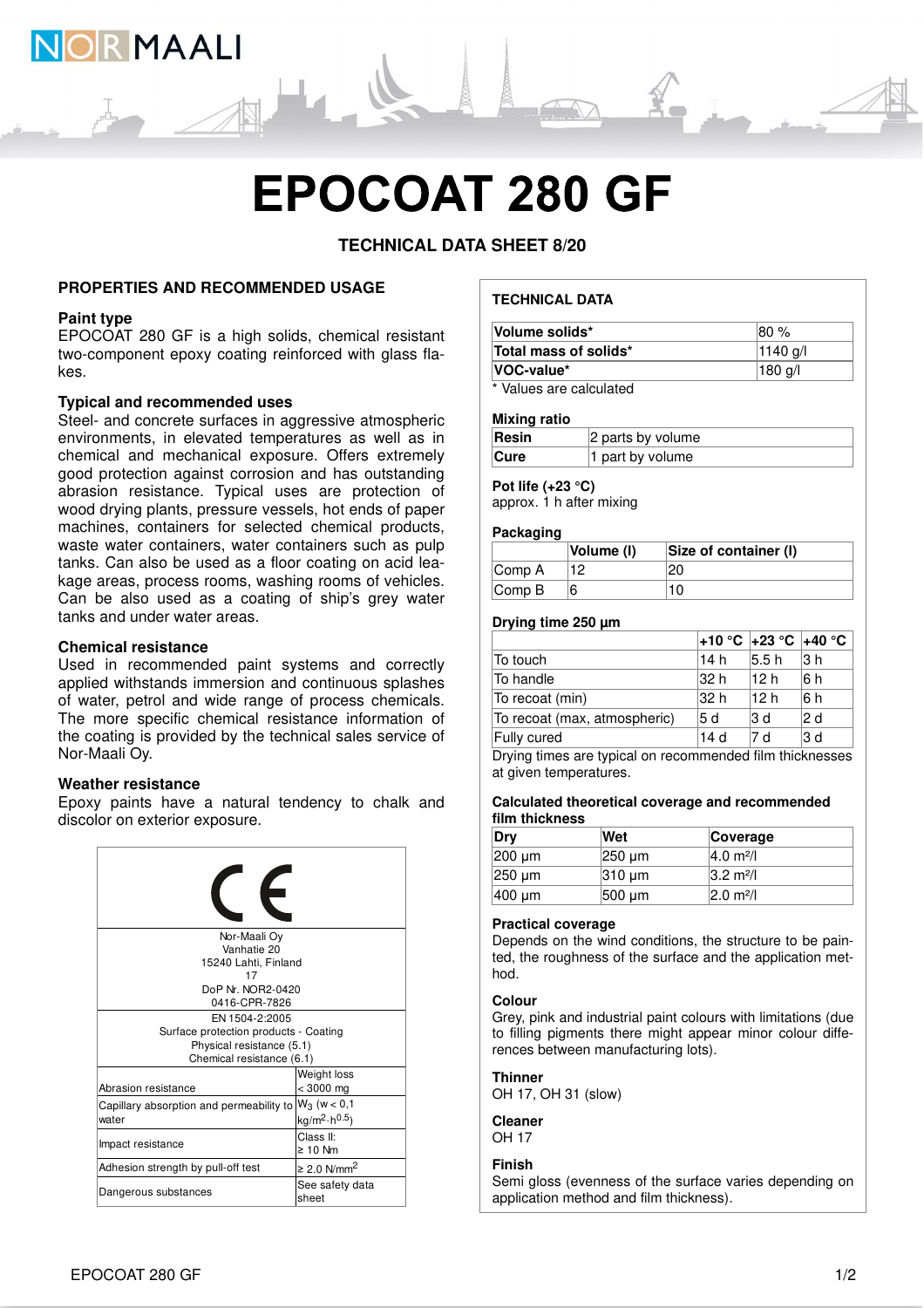# EPOCOAT 280 GF

**TECHNICAL DATA SHEET 8/20**

## PROPERTIES AND RECOMMENDED USAGE

### Paint type

EPOCOAT 280 GF is a high solids, chemical resistant two-component epoxy coating reinforced with glass flakes.

### Typical and recommended uses

Steel- and concrete surfaces in aggressive atmospheric environments, in elevated temperatures as well as in chemical and mechanical exposure. Offers extremely good protection against corrosion and has outstanding abrasion resistance. Typical uses are protection of wood drying plants, pressure vessels, hot ends of paper machines, containers for selected chemical products, waste water containers, water containers such as pulp tanks. Can also be used as a floor coating on acid leakage areas, process rooms, washing rooms of vehicles. Can be also used as a coating of ship's grey water tanks and under water areas.

### Chemical resistance

Used in recommended paint systems and correctly applied withstands immersion and continuous splashes of water, petrol and wide range of process chemicals. The more specific chemical resistance information of the coating is provided by the technical sales service of Nor-Maali Oy.

### Weather resistance

Epoxy paints have a natural tendency to chalk and discolor on exterior exposure.

| CE | |
|---|---|
| Nor-Maali Oy<br>Vanhatie 20<br>15240 Lahti, Finland<br>17<br>DoP Nr. NOR2-0420<br>0416-CPR-7826 | |
| EN 1504-2:2005<br>Surface protection products - Coating<br>Physical resistance (5.1)<br>Chemical resistance (6.1) | |
| Abrasion resistance | Weight loss < 3000 mg |
| Capillary absorption and permeability to water | $W_3$ (w < 0,1 kg/m$^2$·h$^{0.5}$) |
| Impact resistance | Class II: ≥ 10 Nm |
| Adhesion strength by pull-off test | ≥ 2.0 N/mm$^2$ |
| Dangerous substances | See safety data sheet |

## TECHNICAL DATA

| | |
|---|---|
| **Volume solids*** | 80 % |
| **Total mass of solids*** | 1140 g/l |
| **VOC-value*** | 180 g/l |

\* Values are calculated

### Mixing ratio

| | |
|---|---|
| **Resin** | 2 parts by volume |
| **Cure** | 1 part by volume |

### Pot life (+23 °C)

approx. 1 h after mixing

### Packaging

| | Volume (l) | Size of container (l) |
|---|---|---|
| Comp A | 12 | 20 |
| Comp B | 6 | 10 |

### Drying time 250 µm

| | +10 °C | +23 °C | +40 °C |
|---|---|---|---|
| To touch | 14 h | 5.5 h | 3 h |
| To handle | 32 h | 12 h | 6 h |
| To recoat (min) | 32 h | 12 h | 6 h |
| To recoat (max, atmospheric) | 5 d | 3 d | 2 d |
| Fully cured | 14 d | 7 d | 3 d |

Drying times are typical on recommended film thicknesses at given temperatures.

### Calculated theoretical coverage and recommended film thickness

| Dry | Wet | Coverage |
|---|---|---|
| 200 µm | 250 µm | 4.0 m²/l |
| 250 µm | 310 µm | 3.2 m²/l |
| 400 µm | 500 µm | 2.0 m²/l |

### Practical coverage

Depends on the wind conditions, the structure to be painted, the roughness of the surface and the application method.

### Colour

Grey, pink and industrial paint colours with limitations (due to filling pigments there might appear minor colour differences between manufacturing lots).

### Thinner

OH 17, OH 31 (slow)

### Cleaner

OH 17

### Finish

Semi gloss (evenness of the surface varies depending on application method and film thickness).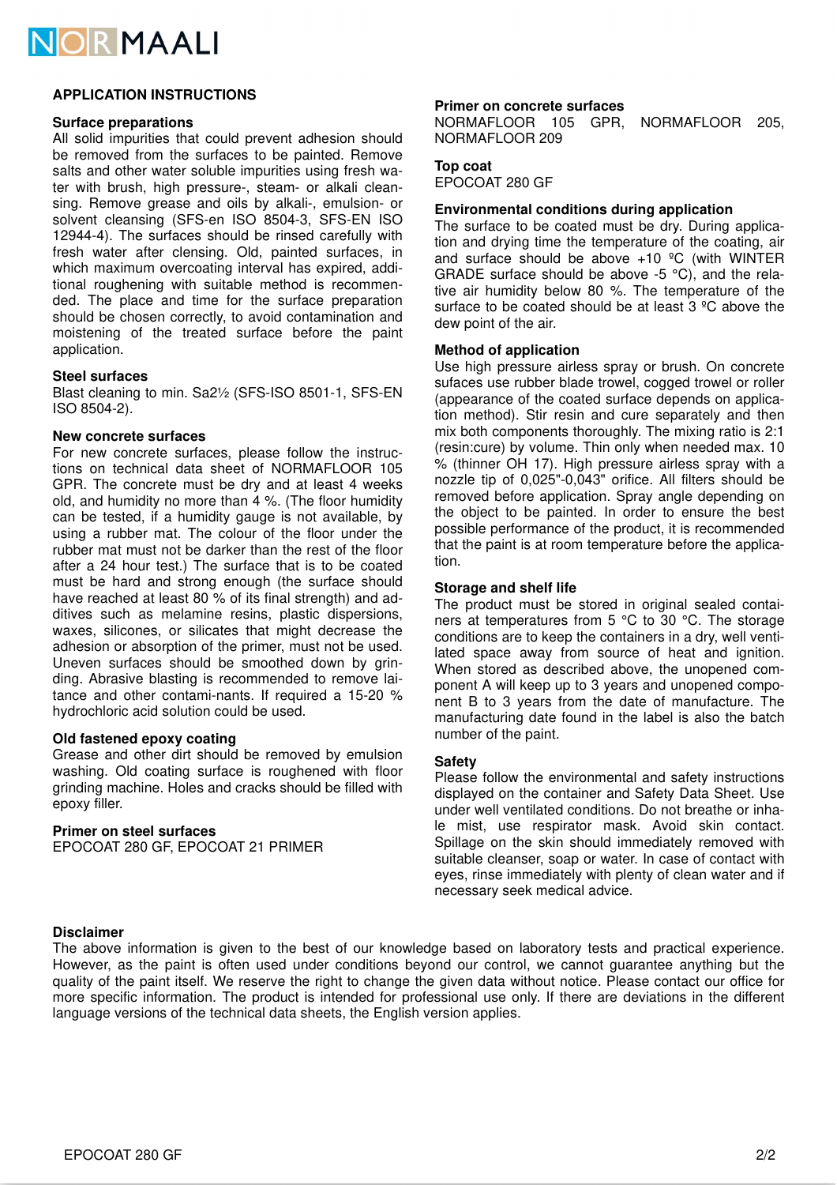## APPLICATION INSTRUCTIONS

### Surface preparations

All solid impurities that could prevent adhesion should be removed from the surfaces to be painted. Remove salts and other water soluble impurities using fresh water with brush, high pressure-, steam- or alkali cleansing. Remove grease and oils by alkali-, emulsion- or solvent cleansing (SFS-en ISO 8504-3, SFS-EN ISO 12944-4). The surfaces should be rinsed carefully with fresh water after clensing. Old, painted surfaces, in which maximum overcoating interval has expired, additional roughening with suitable method is recommended. The place and time for the surface preparation should be chosen correctly, to avoid contamination and moistening of the treated surface before the paint application.

### Steel surfaces

Blast cleaning to min. Sa2½ (SFS-ISO 8501-1, SFS-EN ISO 8504-2).

### New concrete surfaces

For new concrete surfaces, please follow the instructions on technical data sheet of NORMAFLOOR 105 GPR. The concrete must be dry and at least 4 weeks old, and humidity no more than 4 %. (The floor humidity can be tested, if a humidity gauge is not available, by using a rubber mat. The colour of the floor under the rubber mat must not be darker than the rest of the floor after a 24 hour test.) The surface that is to be coated must be hard and strong enough (the surface should have reached at least 80 % of its final strength) and additives such as melamine resins, plastic dispersions, waxes, silicones, or silicates that might decrease the adhesion or absorption of the primer, must not be used. Uneven surfaces should be smoothed down by grinding. Abrasive blasting is recommended to remove laitance and other contami-nants. If required a 15-20 % hydrochloric acid solution could be used.

### Old fastened epoxy coating

Grease and other dirt should be removed by emulsion washing. Old coating surface is roughened with floor grinding machine. Holes and cracks should be filled with epoxy filler.

### Primer on steel surfaces

EPOCOAT 280 GF, EPOCOAT 21 PRIMER

### Primer on concrete surfaces

NORMAFLOOR 105 GPR, NORMAFLOOR 205, NORMAFLOOR 209

### Top coat

EPOCOAT 280 GF

### Environmental conditions during application

The surface to be coated must be dry. During application and drying time the temperature of the coating, air and surface should be above +10 ºC (with WINTER GRADE surface should be above -5 °C), and the relative air humidity below 80 %. The temperature of the surface to be coated should be at least 3 ºC above the dew point of the air.

### Method of application

Use high pressure airless spray or brush. On concrete sufaces use rubber blade trowel, cogged trowel or roller (appearance of the coated surface depends on application method). Stir resin and cure separately and then mix both components thoroughly. The mixing ratio is 2:1 (resin:cure) by volume. Thin only when needed max. 10 % (thinner OH 17). High pressure airless spray with a nozzle tip of 0,025"-0,043" orifice. All filters should be removed before application. Spray angle depending on the object to be painted. In order to ensure the best possible performance of the product, it is recommended that the paint is at room temperature before the application.

### Storage and shelf life

The product must be stored in original sealed containers at temperatures from 5 °C to 30 °C. The storage conditions are to keep the containers in a dry, well ventilated space away from source of heat and ignition. When stored as described above, the unopened component A will keep up to 3 years and unopened component B to 3 years from the date of manufacture. The manufacturing date found in the label is also the batch number of the paint.

### Safety

Please follow the environmental and safety instructions displayed on the container and Safety Data Sheet. Use under well ventilated conditions. Do not breathe or inhale mist, use respirator mask. Avoid skin contact. Spillage on the skin should immediately removed with suitable cleanser, soap or water. In case of contact with eyes, rinse immediately with plenty of clean water and if necessary seek medical advice.

### Disclaimer

The above information is given to the best of our knowledge based on laboratory tests and practical experience. However, as the paint is often used under conditions beyond our control, we cannot guarantee anything but the quality of the paint itself. We reserve the right to change the given data without notice. Please contact our office for more specific information. The product is intended for professional use only. If there are deviations in the different language versions of the technical data sheets, the English version applies.